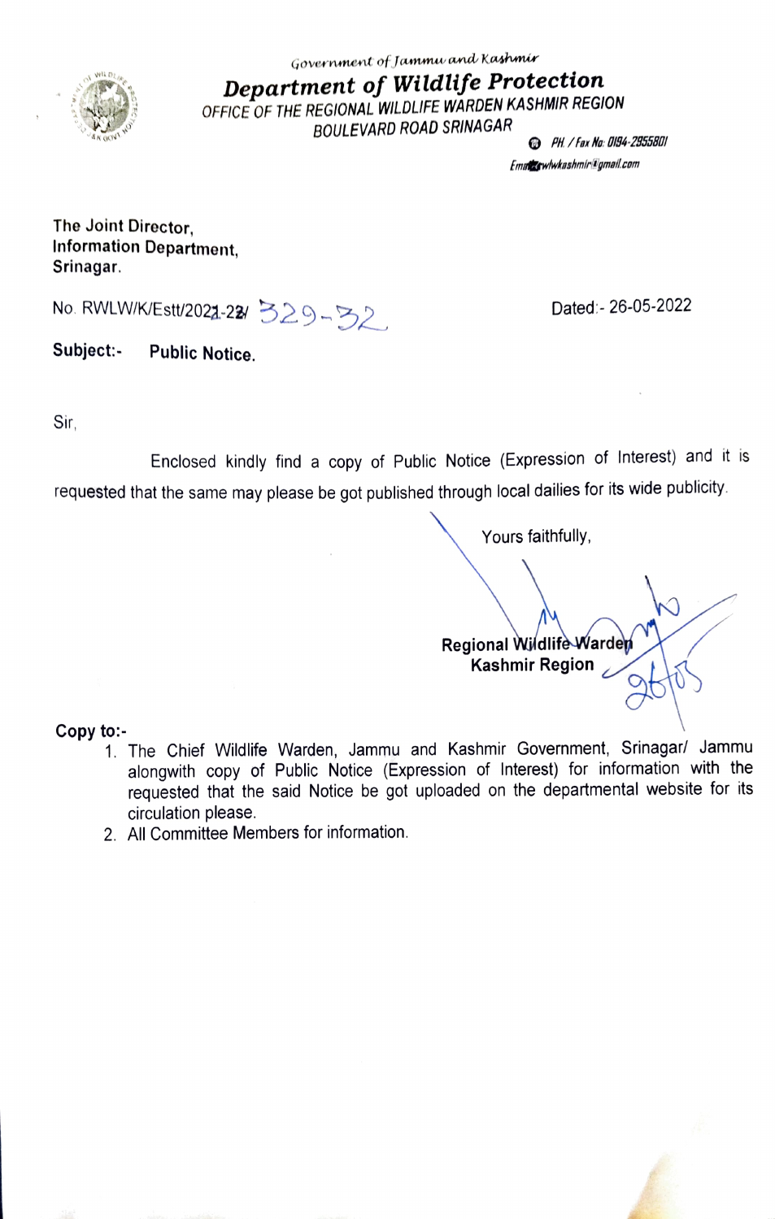Government of Jammu and Kashmir

# Department of Wildlife Protection

OFFICE OF THE REGIONAL WILDLIFE WARDEN KASHMIR REGION
BOULEVARD ROAD SRINAGAR

PH / Fax No: 0194-2955801
Email: rwlwkashmir@gmail.com

The Joint Director,
Information Department,
Srinagar.

No. RWLW/K/Estt/2021-22/ 329-32

Dated:- 26-05-2022

**Subject:-** **Public Notice.**

Sir,

Enclosed kindly find a copy of Public Notice (Expression of Interest) and it is requested that the same may please be got published through local dailies for its wide publicity.

Yours faithfully,

26/05

**Regional Wildlife Warden**
**Kashmir Region**

**Copy to:-**

1. The Chief Wildlife Warden, Jammu and Kashmir Government, Srinagar/ Jammu alongwith copy of Public Notice (Expression of Interest) for information with the requested that the said Notice be got uploaded on the departmental website for its circulation please.
2. All Committee Members for information.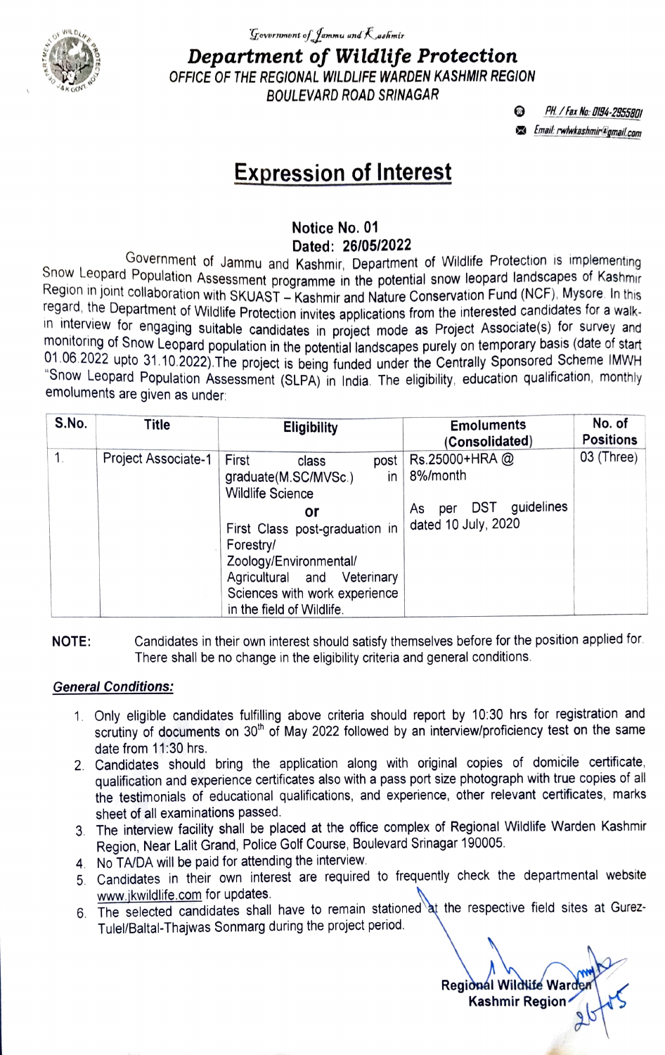Government of Jammu and Kashmir

# Department of Wildlife Protection

OFFICE OF THE REGIONAL WILDLIFE WARDEN KASHMIR REGION

BOULEVARD ROAD SRINAGAR

PH. / Fax No: 0194-2955801

Email: rwlwkashmir@gmail.com

## Expression of Interest

**Notice No. 01**

**Dated: 26/05/2022**

Government of Jammu and Kashmir, Department of Wildlife Protection is implementing Snow Leopard Population Assessment programme in the potential snow leopard landscapes of Kashmir Region in joint collaboration with SKUAST – Kashmir and Nature Conservation Fund (NCF), Mysore. In this regard, the Department of Wildlife Protection invites applications from the interested candidates for a walk-in interview for engaging suitable candidates in project mode as Project Associate(s) for survey and monitoring of Snow Leopard population in the potential landscapes purely on temporary basis (date of start 01.06.2022 upto 31.10.2022).The project is being funded under the Centrally Sponsored Scheme IMWH "Snow Leopard Population Assessment (SLPA) in India. The eligibility, education qualification, monthly emoluments are given as under:

| S.No. | Title | Eligibility | Emoluments (Consolidated) | No. of Positions |
|---|---|---|---|---|
| 1. | Project Associate-1 | First class post graduate(M.SC/MVSc.) in Wildlife Science **or** First Class post-graduation in Forestry/ Zoology/Environmental/ Agricultural and Veterinary Sciences with work experience in the field of Wildlife. | Rs.25000+HRA @ 8%/month<br>As per DST guidelines dated 10 July, 2020 | 03 (Three) |

**NOTE:** Candidates in their own interest should satisfy themselves before for the position applied for. There shall be no change in the eligibility criteria and general conditions.

***General Conditions:***

1. Only eligible candidates fulfilling above criteria should report by 10:30 hrs for registration and scrutiny of documents on 30th of May 2022 followed by an interview/proficiency test on the same date from 11:30 hrs.
2. Candidates should bring the application along with original copies of domicile certificate, qualification and experience certificates also with a pass port size photograph with true copies of all the testimonials of educational qualifications, and experience, other relevant certificates, marks sheet of all examinations passed.
3. The interview facility shall be placed at the office complex of Regional Wildlife Warden Kashmir Region, Near Lalit Grand, Police Golf Course, Boulevard Srinagar 190005.
4. No TA/DA will be paid for attending the interview.
5. Candidates in their own interest are required to frequently check the departmental website www.jkwildlife.com for updates.
6. The selected candidates shall have to remain stationed at the respective field sites at Gurez-Tulel/Baltal-Thajwas Sonmarg during the project period.

Regional Wildlife Warden
Kashmir Region